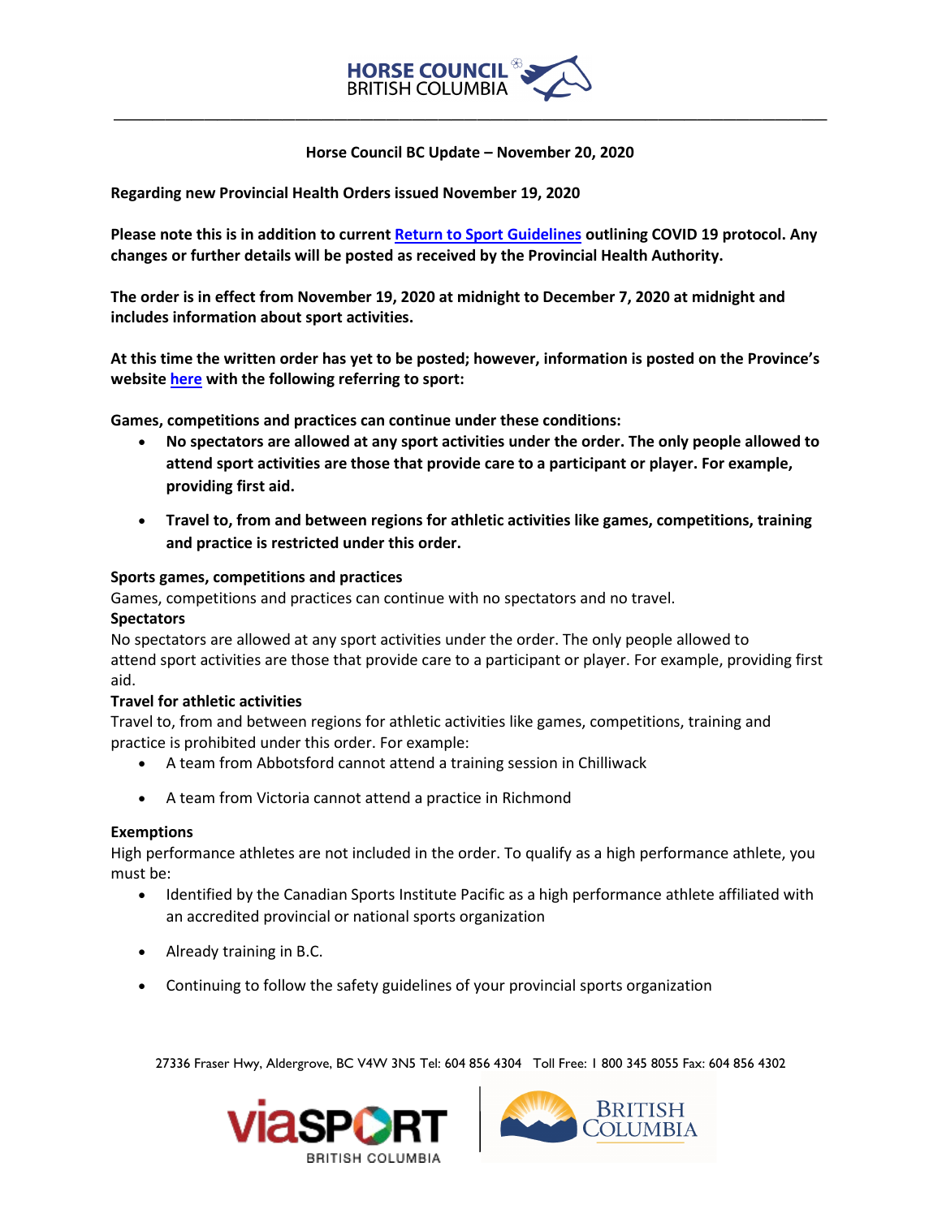HORSE COUNCIL BRITISH COLUMBIA

**Horse Council BC Update – November 20, 2020**

**Regarding new Provincial Health Orders issued November 19, 2020**

**Please note this is in addition to current [Return to Sport Guidelines] outlining COVID 19 protocol. Any changes or further details will be posted as received by the Provincial Health Authority.**

**The order is in effect from November 19, 2020 at midnight to December 7, 2020 at midnight and includes information about sport activities.**

**At this time the written order has yet to be posted; however, information is posted on the Province's website [here] with the following referring to sport:**

**Games, competitions and practices can continue under these conditions:**

- **No spectators are allowed at any sport activities under the order. The only people allowed to attend sport activities are those that provide care to a participant or player. For example, providing first aid.**
- **Travel to, from and between regions for athletic activities like games, competitions, training and practice is restricted under this order.**

**Sports games, competitions and practices**

Games, competitions and practices can continue with no spectators and no travel.

**Spectators**

No spectators are allowed at any sport activities under the order. The only people allowed to attend sport activities are those that provide care to a participant or player. For example, providing first aid.

**Travel for athletic activities**

Travel to, from and between regions for athletic activities like games, competitions, training and practice is prohibited under this order. For example:

- A team from Abbotsford cannot attend a training session in Chilliwack
- A team from Victoria cannot attend a practice in Richmond

**Exemptions**

High performance athletes are not included in the order. To qualify as a high performance athlete, you must be:

- Identified by the Canadian Sports Institute Pacific as a high performance athlete affiliated with an accredited provincial or national sports organization
- Already training in B.C.
- Continuing to follow the safety guidelines of your provincial sports organization

27336 Fraser Hwy, Aldergrove, BC V4W 3N5 Tel: 604 856 4304 Toll Free: 1 800 345 8055 Fax: 604 856 4302

viaSPORT BRITISH COLUMBIA | BRITISH COLUMBIA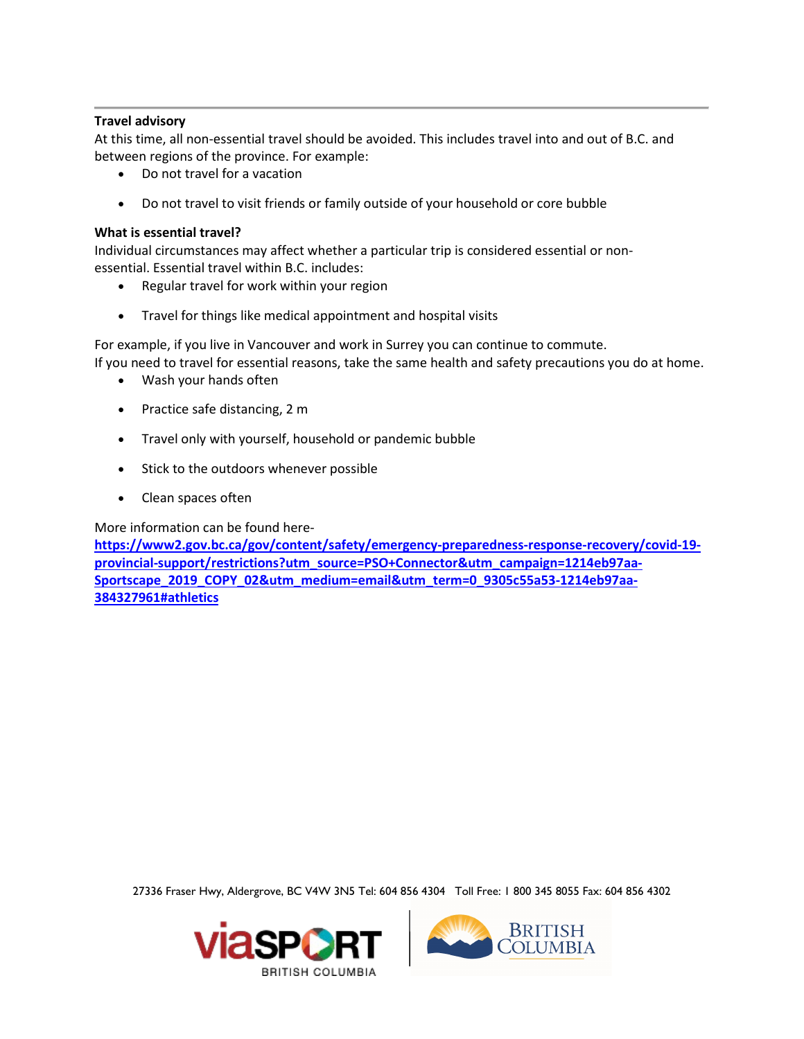**Travel advisory**

At this time, all non-essential travel should be avoided. This includes travel into and out of B.C. and between regions of the province. For example:

- Do not travel for a vacation
- Do not travel to visit friends or family outside of your household or core bubble

**What is essential travel?**

Individual circumstances may affect whether a particular trip is considered essential or non-essential. Essential travel within B.C. includes:

- Regular travel for work within your region
- Travel for things like medical appointment and hospital visits

For example, if you live in Vancouver and work in Surrey you can continue to commute.
If you need to travel for essential reasons, take the same health and safety precautions you do at home.

- Wash your hands often
- Practice safe distancing, 2 m
- Travel only with yourself, household or pandemic bubble
- Stick to the outdoors whenever possible
- Clean spaces often

More information can be found here-
[https://www2.gov.bc.ca/gov/content/safety/emergency-preparedness-response-recovery/covid-19-provincial-support/restrictions?utm_source=PSO+Connector&utm_campaign=1214eb97aa-Sportscape_2019_COPY_02&utm_medium=email&utm_term=0_9305c55a53-1214eb97aa-384327961#athletics](https://www2.gov.bc.ca/gov/content/safety/emergency-preparedness-response-recovery/covid-19-provincial-support/restrictions?utm_source=PSO+Connector&utm_campaign=1214eb97aa-Sportscape_2019_COPY_02&utm_medium=email&utm_term=0_9305c55a53-1214eb97aa-384327961#athletics)

27336 Fraser Hwy, Aldergrove, BC V4W 3N5 Tel: 604 856 4304 Toll Free: 1 800 345 8055 Fax: 604 856 4302